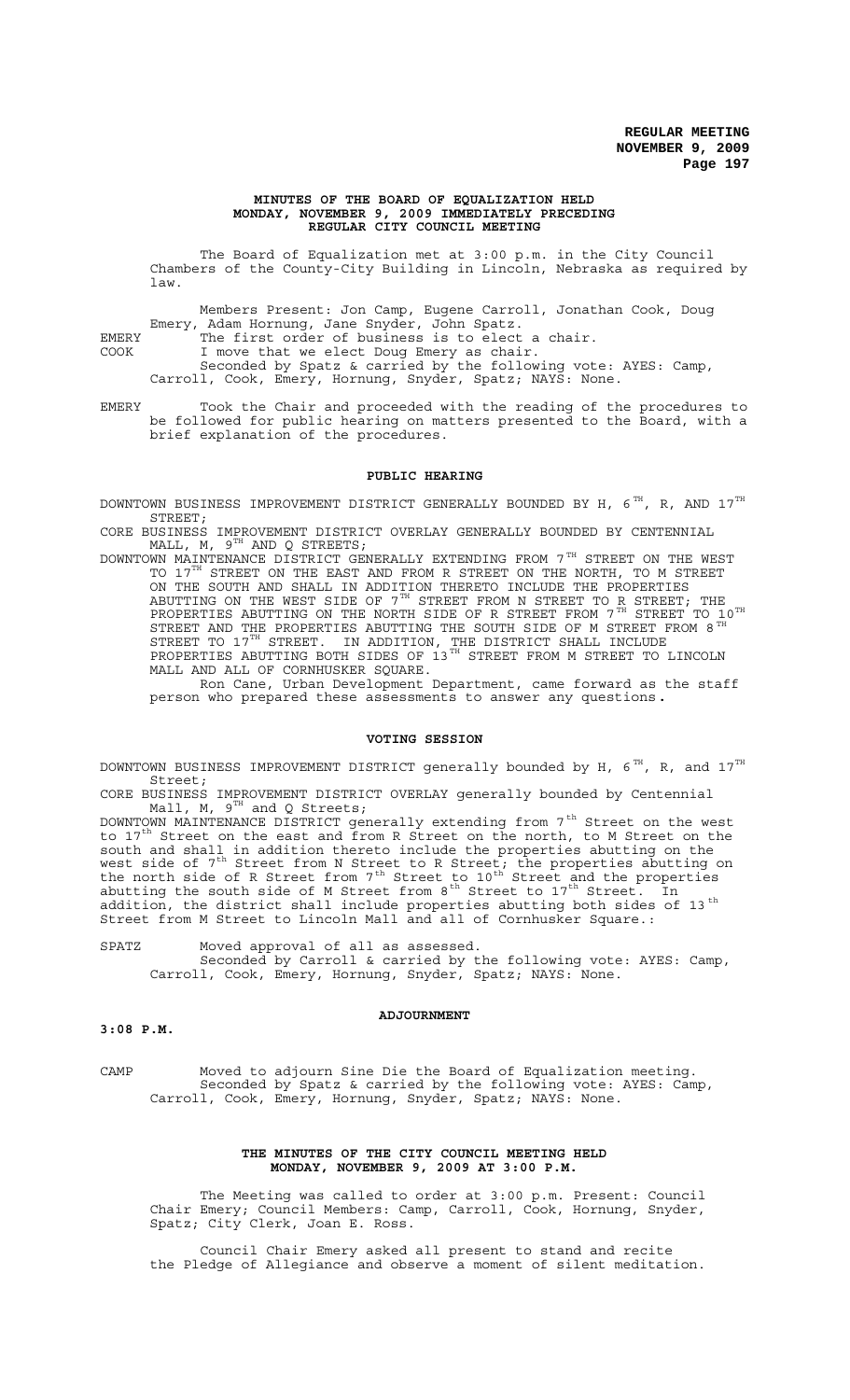**MINUTES OF THE BOARD OF EQUALIZATION HELD MONDAY, NOVEMBER 9, 2009 IMMEDIATELY PRECEDING REGULAR CITY COUNCIL MEETING**

The Board of Equalization met at 3:00 p.m. in the City Council Chambers of the County-City Building in Lincoln, Nebraska as required by law.

Members Present: Jon Camp, Eugene Carroll, Jonathan Cook, Doug Emery, Adam Hornung, Jane Snyder, John Spatz.

EMERY The first order of business is to elect a chair.

COOK I move that we elect Doug Emery as chair.
Seconded by Spatz & carried by the following vote: AYES: Camp, Carroll, Cook, Emery, Hornung, Snyder, Spatz; NAYS: None.

EMERY Took the Chair and proceeded with the reading of the procedures to be followed for public hearing on matters presented to the Board, with a brief explanation of the procedures.

**PUBLIC HEARING**

DOWNTOWN BUSINESS IMPROVEMENT DISTRICT GENERALLY BOUNDED BY H, 6TH, R, AND 17TH STREET;

CORE BUSINESS IMPROVEMENT DISTRICT OVERLAY GENERALLY BOUNDED BY CENTENNIAL MALL, M, 9TH AND Q STREETS;

DOWNTOWN MAINTENANCE DISTRICT GENERALLY EXTENDING FROM 7TH STREET ON THE WEST TO 17TH STREET ON THE EAST AND FROM R STREET ON THE NORTH, TO M STREET ON THE SOUTH AND SHALL IN ADDITION THERETO INCLUDE THE PROPERTIES ABUTTING ON THE WEST SIDE OF 7TH STREET FROM N STREET TO R STREET; THE PROPERTIES ABUTTING ON THE NORTH SIDE OF R STREET FROM 7TH STREET TO 10TH STREET AND THE PROPERTIES ABUTTING THE SOUTH SIDE OF M STREET FROM 8TH STREET TO 17TH STREET. IN ADDITION, THE DISTRICT SHALL INCLUDE PROPERTIES ABUTTING BOTH SIDES OF 13TH STREET FROM M STREET TO LINCOLN MALL AND ALL OF CORNHUSKER SQUARE.

Ron Cane, Urban Development Department, came forward as the staff person who prepared these assessments to answer any questions.

**VOTING SESSION**

DOWNTOWN BUSINESS IMPROVEMENT DISTRICT generally bounded by H, 6TH, R, and 17TH Street;

CORE BUSINESS IMPROVEMENT DISTRICT OVERLAY generally bounded by Centennial Mall, M, 9TH and Q Streets;

DOWNTOWN MAINTENANCE DISTRICT generally extending from 7th Street on the west to 17th Street on the east and from R Street on the north, to M Street on the south and shall in addition thereto include the properties abutting on the west side of 7th Street from N Street to R Street; the properties abutting on the north side of R Street from 7th Street to 10th Street and the properties abutting the south side of M Street from 8th Street to 17th Street. In addition, the district shall include properties abutting both sides of 13th Street from M Street to Lincoln Mall and all of Cornhusker Square.:

SPATZ Moved approval of all as assessed.
Seconded by Carroll & carried by the following vote: AYES: Camp, Carroll, Cook, Emery, Hornung, Snyder, Spatz; NAYS: None.

**ADJOURNMENT**

**3:08 P.M.**

CAMP Moved to adjourn Sine Die the Board of Equalization meeting.
Seconded by Spatz & carried by the following vote: AYES: Camp, Carroll, Cook, Emery, Hornung, Snyder, Spatz; NAYS: None.

**THE MINUTES OF THE CITY COUNCIL MEETING HELD MONDAY, NOVEMBER 9, 2009 AT 3:00 P.M.**

The Meeting was called to order at 3:00 p.m. Present: Council Chair Emery; Council Members: Camp, Carroll, Cook, Hornung, Snyder, Spatz; City Clerk, Joan E. Ross.

Council Chair Emery asked all present to stand and recite the Pledge of Allegiance and observe a moment of silent meditation.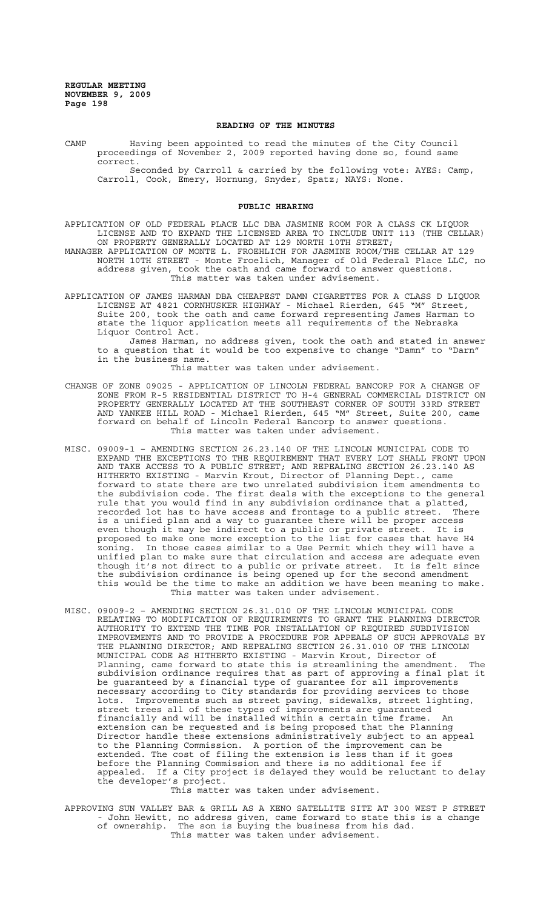## READING OF THE MINUTES

CAMP Having been appointed to read the minutes of the City Council proceedings of November 2, 2009 reported having done so, found same correct.

Seconded by Carroll & carried by the following vote: AYES: Camp, Carroll, Cook, Emery, Hornung, Snyder, Spatz; NAYS: None.

## PUBLIC HEARING

APPLICATION OF OLD FEDERAL PLACE LLC DBA JASMINE ROOM FOR A CLASS CK LIQUOR LICENSE AND TO EXPAND THE LICENSED AREA TO INCLUDE UNIT 113 (THE CELLAR) ON PROPERTY GENERALLY LOCATED AT 129 NORTH 10TH STREET;

MANAGER APPLICATION OF MONTE L. FROEHLICH FOR JASMINE ROOM/THE CELLAR AT 129 NORTH 10TH STREET - Monte Froelich, Manager of Old Federal Place LLC, no address given, took the oath and came forward to answer questions.

This matter was taken under advisement.

APPLICATION OF JAMES HARMAN DBA CHEAPEST DAMN CIGARETTES FOR A CLASS D LIQUOR LICENSE AT 4821 CORNHUSKER HIGHWAY - Michael Rierden, 645 "M" Street, Suite 200, took the oath and came forward representing James Harman to state the liquor application meets all requirements of the Nebraska Liquor Control Act.

James Harman, no address given, took the oath and stated in answer to a question that it would be too expensive to change "Damn" to "Darn" in the business name.

This matter was taken under advisement.

CHANGE OF ZONE 09025 - APPLICATION OF LINCOLN FEDERAL BANCORP FOR A CHANGE OF ZONE FROM R-5 RESIDENTIAL DISTRICT TO H-4 GENERAL COMMERCIAL DISTRICT ON PROPERTY GENERALLY LOCATED AT THE SOUTHEAST CORNER OF SOUTH 33RD STREET AND YANKEE HILL ROAD - Michael Rierden, 645 "M" Street, Suite 200, came forward on behalf of Lincoln Federal Bancorp to answer questions.

This matter was taken under advisement.

MISC. 09009-1 – AMENDING SECTION 26.23.140 OF THE LINCOLN MUNICIPAL CODE TO EXPAND THE EXCEPTIONS TO THE REQUIREMENT THAT EVERY LOT SHALL FRONT UPON AND TAKE ACCESS TO A PUBLIC STREET; AND REPEALING SECTION 26.23.140 AS HITHERTO EXISTING - Marvin Krout, Director of Planning Dept., came forward to state there are two unrelated subdivision item amendments to the subdivision code. The first deals with the exceptions to the general rule that you would find in any subdivision ordinance that a platted, recorded lot has to have access and frontage to a public street. There is a unified plan and a way to guarantee there will be proper access even though it may be indirect to a public or private street. It is proposed to make one more exception to the list for cases that have H4 zoning. In those cases similar to a Use Permit which they will have a unified plan to make sure that circulation and access are adequate even though it's not direct to a public or private street. It is felt since the subdivision ordinance is being opened up for the second amendment this would be the time to make an addition we have been meaning to make.

This matter was taken under advisement.

MISC. 09009-2 – AMENDING SECTION 26.31.010 OF THE LINCOLN MUNICIPAL CODE RELATING TO MODIFICATION OF REQUIREMENTS TO GRANT THE PLANNING DIRECTOR AUTHORITY TO EXTEND THE TIME FOR INSTALLATION OF REQUIRED SUBDIVISION IMPROVEMENTS AND TO PROVIDE A PROCEDURE FOR APPEALS OF SUCH APPROVALS BY THE PLANNING DIRECTOR; AND REPEALING SECTION 26.31.010 OF THE LINCOLN MUNICIPAL CODE AS HITHERTO EXISTING - Marvin Krout, Director of Planning, came forward to state this is streamlining the amendment. The subdivision ordinance requires that as part of approving a final plat it be guaranteed by a financial type of guarantee for all improvements necessary according to City standards for providing services to those lots. Improvements such as street paving, sidewalks, street lighting, street trees all of these types of improvements are guaranteed financially and will be installed within a certain time frame. An extension can be requested and is being proposed that the Planning Director handle these extensions administratively subject to an appeal to the Planning Commission. A portion of the improvement can be extended. The cost of filing the extension is less than if it goes before the Planning Commission and there is no additional fee if appealed. If a City project is delayed they would be reluctant to delay the developer's project.

This matter was taken under advisement.

APPROVING SUN VALLEY BAR & GRILL AS A KENO SATELLITE SITE AT 300 WEST P STREET - John Hewitt, no address given, came forward to state this is a change of ownership. The son is buying the business from his dad.

This matter was taken under advisement.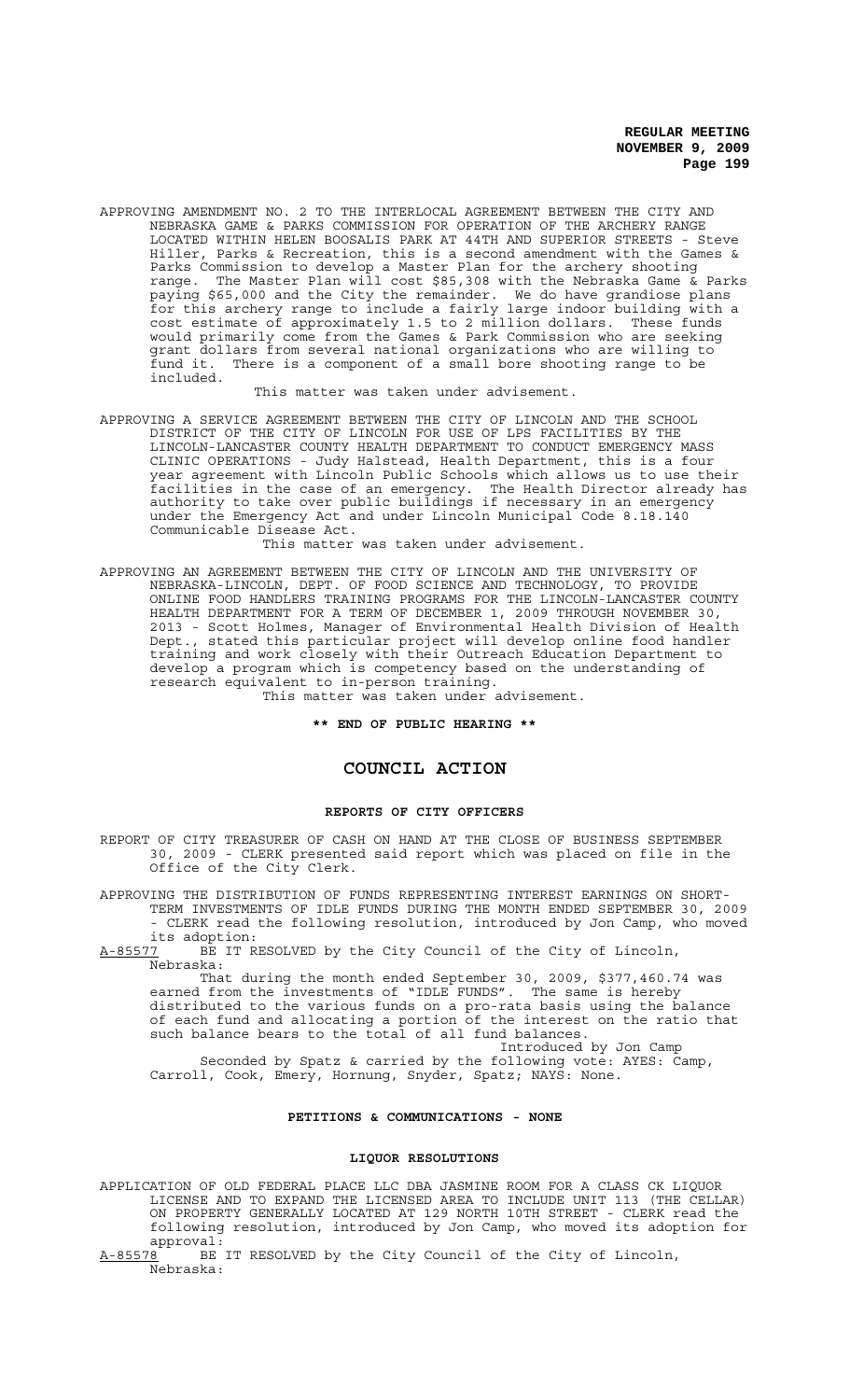APPROVING AMENDMENT NO. 2 TO THE INTERLOCAL AGREEMENT BETWEEN THE CITY AND NEBRASKA GAME & PARKS COMMISSION FOR OPERATION OF THE ARCHERY RANGE LOCATED WITHIN HELEN BOOSALIS PARK AT 44TH AND SUPERIOR STREETS - Steve Hiller, Parks & Recreation, this is a second amendment with the Games & Parks Commission to develop a Master Plan for the archery shooting range. The Master Plan will cost $85,308 with the Nebraska Game & Parks paying $65,000 and the City the remainder. We do have grandiose plans for this archery range to include a fairly large indoor building with a cost estimate of approximately 1.5 to 2 million dollars. These funds would primarily come from the Games & Park Commission who are seeking grant dollars from several national organizations who are willing to fund it. There is a component of a small bore shooting range to be included.

This matter was taken under advisement.

APPROVING A SERVICE AGREEMENT BETWEEN THE CITY OF LINCOLN AND THE SCHOOL DISTRICT OF THE CITY OF LINCOLN FOR USE OF LPS FACILITIES BY THE LINCOLN-LANCASTER COUNTY HEALTH DEPARTMENT TO CONDUCT EMERGENCY MASS CLINIC OPERATIONS - Judy Halstead, Health Department, this is a four year agreement with Lincoln Public Schools which allows us to use their facilities in the case of an emergency. The Health Director already has authority to take over public buildings if necessary in an emergency under the Emergency Act and under Lincoln Municipal Code 8.18.140 Communicable Disease Act.

This matter was taken under advisement.

APPROVING AN AGREEMENT BETWEEN THE CITY OF LINCOLN AND THE UNIVERSITY OF NEBRASKA-LINCOLN, DEPT. OF FOOD SCIENCE AND TECHNOLOGY, TO PROVIDE ONLINE FOOD HANDLERS TRAINING PROGRAMS FOR THE LINCOLN-LANCASTER COUNTY HEALTH DEPARTMENT FOR A TERM OF DECEMBER 1, 2009 THROUGH NOVEMBER 30, 2013 - Scott Holmes, Manager of Environmental Health Division of Health Dept., stated this particular project will develop online food handler training and work closely with their Outreach Education Department to develop a program which is competency based on the understanding of research equivalent to in-person training.

This matter was taken under advisement.

**\*\* END OF PUBLIC HEARING \*\***

# COUNCIL ACTION

## REPORTS OF CITY OFFICERS

REPORT OF CITY TREASURER OF CASH ON HAND AT THE CLOSE OF BUSINESS SEPTEMBER 30, 2009 - CLERK presented said report which was placed on file in the Office of the City Clerk.

APPROVING THE DISTRIBUTION OF FUNDS REPRESENTING INTEREST EARNINGS ON SHORT-TERM INVESTMENTS OF IDLE FUNDS DURING THE MONTH ENDED SEPTEMBER 30, 2009 - CLERK read the following resolution, introduced by Jon Camp, who moved its adoption:

A-85577 BE IT RESOLVED by the City Council of the City of Lincoln, Nebraska:

That during the month ended September 30, 2009, $377,460.74 was earned from the investments of "IDLE FUNDS". The same is hereby distributed to the various funds on a pro-rata basis using the balance of each fund and allocating a portion of the interest on the ratio that such balance bears to the total of all fund balances.

Introduced by Jon Camp

Seconded by Spatz & carried by the following vote: AYES: Camp, Carroll, Cook, Emery, Hornung, Snyder, Spatz; NAYS: None.

## PETITIONS & COMMUNICATIONS - NONE

## LIQUOR RESOLUTIONS

APPLICATION OF OLD FEDERAL PLACE LLC DBA JASMINE ROOM FOR A CLASS CK LIQUOR LICENSE AND TO EXPAND THE LICENSED AREA TO INCLUDE UNIT 113 (THE CELLAR) ON PROPERTY GENERALLY LOCATED AT 129 NORTH 10TH STREET - CLERK read the following resolution, introduced by Jon Camp, who moved its adoption for approval:

A-85578 BE IT RESOLVED by the City Council of the City of Lincoln, Nebraska: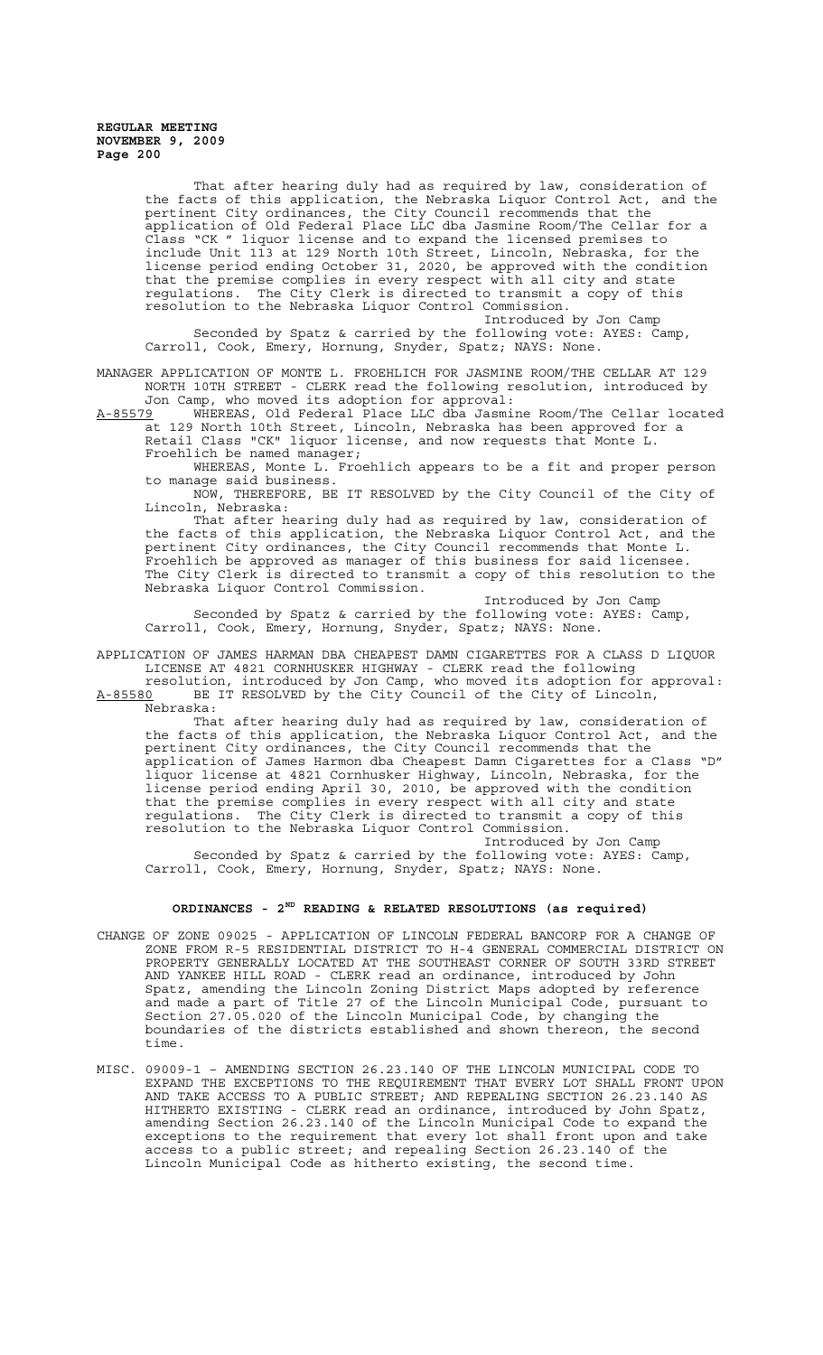That after hearing duly had as required by law, consideration of the facts of this application, the Nebraska Liquor Control Act, and the pertinent City ordinances, the City Council recommends that the application of Old Federal Place LLC dba Jasmine Room/The Cellar for a Class "CK " liquor license and to expand the licensed premises to include Unit 113 at 129 North 10th Street, Lincoln, Nebraska, for the license period ending October 31, 2020, be approved with the condition that the premise complies in every respect with all city and state regulations. The City Clerk is directed to transmit a copy of this resolution to the Nebraska Liquor Control Commission.

Introduced by Jon Camp

Seconded by Spatz & carried by the following vote: AYES: Camp, Carroll, Cook, Emery, Hornung, Snyder, Spatz; NAYS: None.

MANAGER APPLICATION OF MONTE L. FROEHLICH FOR JASMINE ROOM/THE CELLAR AT 129 NORTH 10TH STREET - CLERK read the following resolution, introduced by Jon Camp, who moved its adoption for approval:

A-85579 WHEREAS, Old Federal Place LLC dba Jasmine Room/The Cellar located at 129 North 10th Street, Lincoln, Nebraska has been approved for a Retail Class "CK" liquor license, and now requests that Monte L. Froehlich be named manager;

WHEREAS, Monte L. Froehlich appears to be a fit and proper person to manage said business.

NOW, THEREFORE, BE IT RESOLVED by the City Council of the City of Lincoln, Nebraska:

That after hearing duly had as required by law, consideration of the facts of this application, the Nebraska Liquor Control Act, and the pertinent City ordinances, the City Council recommends that Monte L. Froehlich be approved as manager of this business for said licensee. The City Clerk is directed to transmit a copy of this resolution to the Nebraska Liquor Control Commission.

Introduced by Jon Camp

Seconded by Spatz & carried by the following vote: AYES: Camp, Carroll, Cook, Emery, Hornung, Snyder, Spatz; NAYS: None.

APPLICATION OF JAMES HARMAN DBA CHEAPEST DAMN CIGARETTES FOR A CLASS D LIQUOR LICENSE AT 4821 CORNHUSKER HIGHWAY - CLERK read the following resolution, introduced by Jon Camp, who moved its adoption for approval:

A-85580 BE IT RESOLVED by the City Council of the City of Lincoln, Nebraska:

That after hearing duly had as required by law, consideration of the facts of this application, the Nebraska Liquor Control Act, and the pertinent City ordinances, the City Council recommends that the application of James Harmon dba Cheapest Damn Cigarettes for a Class "D" liquor license at 4821 Cornhusker Highway, Lincoln, Nebraska, for the license period ending April 30, 2010, be approved with the condition that the premise complies in every respect with all city and state regulations. The City Clerk is directed to transmit a copy of this resolution to the Nebraska Liquor Control Commission.

Introduced by Jon Camp

Seconded by Spatz & carried by the following vote: AYES: Camp, Carroll, Cook, Emery, Hornung, Snyder, Spatz; NAYS: None.

## ORDINANCES - 2ND READING & RELATED RESOLUTIONS (as required)

CHANGE OF ZONE 09025 - APPLICATION OF LINCOLN FEDERAL BANCORP FOR A CHANGE OF ZONE FROM R-5 RESIDENTIAL DISTRICT TO H-4 GENERAL COMMERCIAL DISTRICT ON PROPERTY GENERALLY LOCATED AT THE SOUTHEAST CORNER OF SOUTH 33RD STREET AND YANKEE HILL ROAD - CLERK read an ordinance, introduced by John Spatz, amending the Lincoln Zoning District Maps adopted by reference and made a part of Title 27 of the Lincoln Municipal Code, pursuant to Section 27.05.020 of the Lincoln Municipal Code, by changing the boundaries of the districts established and shown thereon, the second time.

MISC. 09009-1 – AMENDING SECTION 26.23.140 OF THE LINCOLN MUNICIPAL CODE TO EXPAND THE EXCEPTIONS TO THE REQUIREMENT THAT EVERY LOT SHALL FRONT UPON AND TAKE ACCESS TO A PUBLIC STREET; AND REPEALING SECTION 26.23.140 AS HITHERTO EXISTING - CLERK read an ordinance, introduced by John Spatz, amending Section 26.23.140 of the Lincoln Municipal Code to expand the exceptions to the requirement that every lot shall front upon and take access to a public street; and repealing Section 26.23.140 of the Lincoln Municipal Code as hitherto existing, the second time.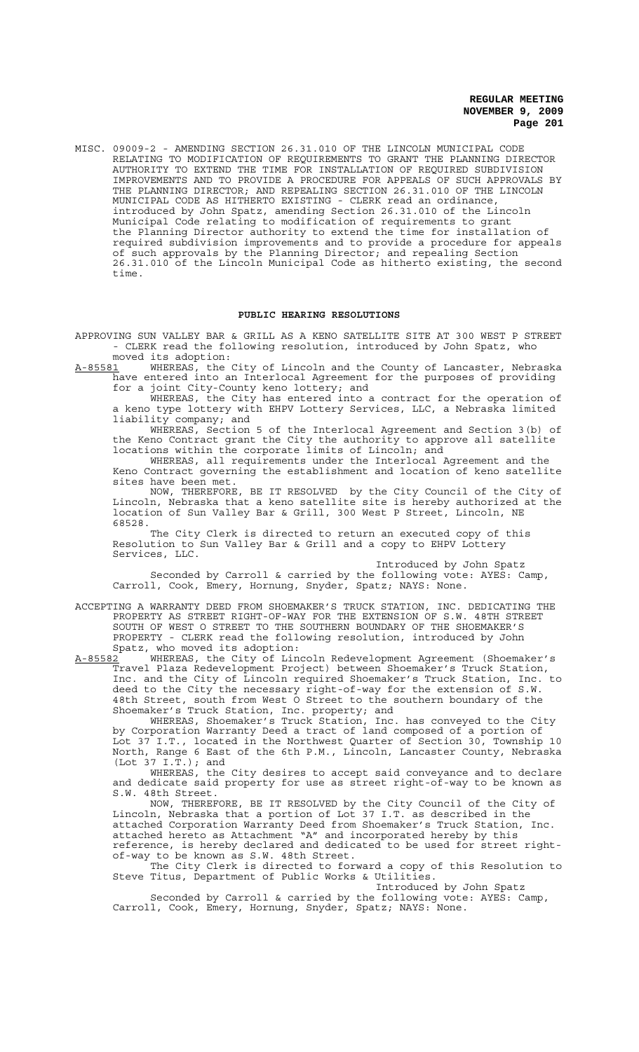MISC. 09009-2 - AMENDING SECTION 26.31.010 OF THE LINCOLN MUNICIPAL CODE RELATING TO MODIFICATION OF REQUIREMENTS TO GRANT THE PLANNING DIRECTOR AUTHORITY TO EXTEND THE TIME FOR INSTALLATION OF REQUIRED SUBDIVISION IMPROVEMENTS AND TO PROVIDE A PROCEDURE FOR APPEALS OF SUCH APPROVALS BY THE PLANNING DIRECTOR; AND REPEALING SECTION 26.31.010 OF THE LINCOLN MUNICIPAL CODE AS HITHERTO EXISTING - CLERK read an ordinance, introduced by John Spatz, amending Section 26.31.010 of the Lincoln Municipal Code relating to modification of requirements to grant the Planning Director authority to extend the time for installation of required subdivision improvements and to provide a procedure for appeals of such approvals by the Planning Director; and repealing Section 26.31.010 of the Lincoln Municipal Code as hitherto existing, the second time.

## PUBLIC HEARING RESOLUTIONS

APPROVING SUN VALLEY BAR & GRILL AS A KENO SATELLITE SITE AT 300 WEST P STREET - CLERK read the following resolution, introduced by John Spatz, who moved its adoption:

A-85581 WHEREAS, the City of Lincoln and the County of Lancaster, Nebraska have entered into an Interlocal Agreement for the purposes of providing for a joint City-County keno lottery; and

WHEREAS, the City has entered into a contract for the operation of a keno type lottery with EHPV Lottery Services, LLC, a Nebraska limited liability company; and

WHEREAS, Section 5 of the Interlocal Agreement and Section 3(b) of the Keno Contract grant the City the authority to approve all satellite locations within the corporate limits of Lincoln; and

WHEREAS, all requirements under the Interlocal Agreement and the Keno Contract governing the establishment and location of keno satellite sites have been met.

NOW, THEREFORE, BE IT RESOLVED by the City Council of the City of Lincoln, Nebraska that a keno satellite site is hereby authorized at the location of Sun Valley Bar & Grill, 300 West P Street, Lincoln, NE 68528.

The City Clerk is directed to return an executed copy of this Resolution to Sun Valley Bar & Grill and a copy to EHPV Lottery Services, LLC.

Introduced by John Spatz

Seconded by Carroll & carried by the following vote: AYES: Camp, Carroll, Cook, Emery, Hornung, Snyder, Spatz; NAYS: None.

ACCEPTING A WARRANTY DEED FROM SHOEMAKER'S TRUCK STATION, INC. DEDICATING THE PROPERTY AS STREET RIGHT-OF-WAY FOR THE EXTENSION OF S.W. 48TH STREET SOUTH OF WEST O STREET TO THE SOUTHERN BOUNDARY OF THE SHOEMAKER'S PROPERTY - CLERK read the following resolution, introduced by John Spatz, who moved its adoption:

A-85582 WHEREAS, the City of Lincoln Redevelopment Agreement (Shoemaker's Travel Plaza Redevelopment Project) between Shoemaker's Truck Station, Inc. and the City of Lincoln required Shoemaker's Truck Station, Inc. to deed to the City the necessary right-of-way for the extension of S.W. 48th Street, south from West O Street to the southern boundary of the Shoemaker's Truck Station, Inc. property; and

WHEREAS, Shoemaker's Truck Station, Inc. has conveyed to the City by Corporation Warranty Deed a tract of land composed of a portion of Lot 37 I.T., located in the Northwest Quarter of Section 30, Township 10 North, Range 6 East of the 6th P.M., Lincoln, Lancaster County, Nebraska (Lot 37 I.T.); and

WHEREAS, the City desires to accept said conveyance and to declare and dedicate said property for use as street right-of-way to be known as S.W. 48th Street.

NOW, THEREFORE, BE IT RESOLVED by the City Council of the City of Lincoln, Nebraska that a portion of Lot 37 I.T. as described in the attached Corporation Warranty Deed from Shoemaker's Truck Station, Inc. attached hereto as Attachment "A" and incorporated hereby by this reference, is hereby declared and dedicated to be used for street right-of-way to be known as S.W. 48th Street.

The City Clerk is directed to forward a copy of this Resolution to Steve Titus, Department of Public Works & Utilities.

Introduced by John Spatz

Seconded by Carroll & carried by the following vote: AYES: Camp, Carroll, Cook, Emery, Hornung, Snyder, Spatz; NAYS: None.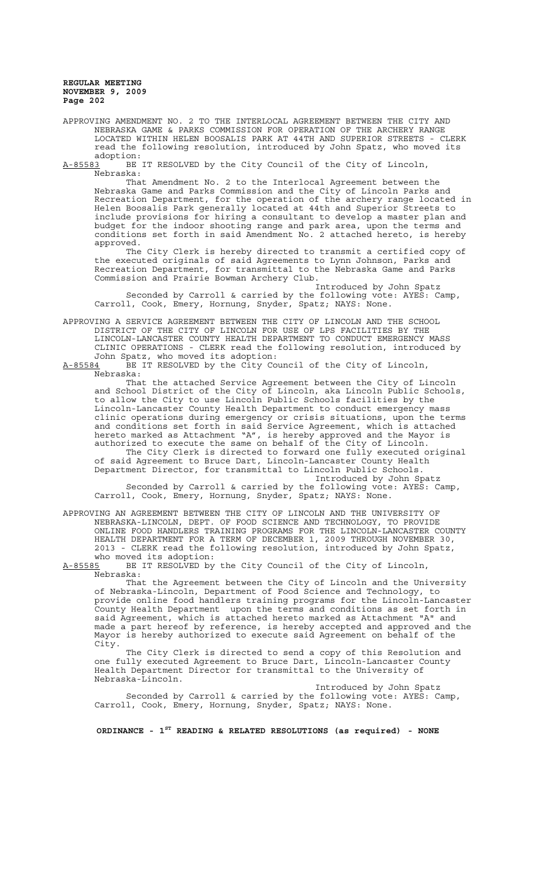APPROVING AMENDMENT NO. 2 TO THE INTERLOCAL AGREEMENT BETWEEN THE CITY AND NEBRASKA GAME & PARKS COMMISSION FOR OPERATION OF THE ARCHERY RANGE LOCATED WITHIN HELEN BOOSALIS PARK AT 44TH AND SUPERIOR STREETS - CLERK read the following resolution, introduced by John Spatz, who moved its adoption:

A-85583 BE IT RESOLVED by the City Council of the City of Lincoln, Nebraska:

That Amendment No. 2 to the Interlocal Agreement between the Nebraska Game and Parks Commission and the City of Lincoln Parks and Recreation Department, for the operation of the archery range located in Helen Boosalis Park generally located at 44th and Superior Streets to include provisions for hiring a consultant to develop a master plan and budget for the indoor shooting range and park area, upon the terms and conditions set forth in said Amendment No. 2 attached hereto, is hereby approved.

The City Clerk is hereby directed to transmit a certified copy of the executed originals of said Agreements to Lynn Johnson, Parks and Recreation Department, for transmittal to the Nebraska Game and Parks Commission and Prairie Bowman Archery Club.

Introduced by John Spatz

Seconded by Carroll & carried by the following vote: AYES: Camp, Carroll, Cook, Emery, Hornung, Snyder, Spatz; NAYS: None.

APPROVING A SERVICE AGREEMENT BETWEEN THE CITY OF LINCOLN AND THE SCHOOL DISTRICT OF THE CITY OF LINCOLN FOR USE OF LPS FACILITIES BY THE LINCOLN-LANCASTER COUNTY HEALTH DEPARTMENT TO CONDUCT EMERGENCY MASS CLINIC OPERATIONS - CLERK read the following resolution, introduced by John Spatz, who moved its adoption:

A-85584 BE IT RESOLVED by the City Council of the City of Lincoln, Nebraska:

That the attached Service Agreement between the City of Lincoln and School District of the City of Lincoln, aka Lincoln Public Schools, to allow the City to use Lincoln Public Schools facilities by the Lincoln-Lancaster County Health Department to conduct emergency mass clinic operations during emergency or crisis situations, upon the terms and conditions set forth in said Service Agreement, which is attached hereto marked as Attachment "A", is hereby approved and the Mayor is authorized to execute the same on behalf of the City of Lincoln.

The City Clerk is directed to forward one fully executed original of said Agreement to Bruce Dart, Lincoln-Lancaster County Health Department Director, for transmittal to Lincoln Public Schools.

Introduced by John Spatz

Seconded by Carroll & carried by the following vote: AYES: Camp, Carroll, Cook, Emery, Hornung, Snyder, Spatz; NAYS: None.

APPROVING AN AGREEMENT BETWEEN THE CITY OF LINCOLN AND THE UNIVERSITY OF NEBRASKA-LINCOLN, DEPT. OF FOOD SCIENCE AND TECHNOLOGY, TO PROVIDE ONLINE FOOD HANDLERS TRAINING PROGRAMS FOR THE LINCOLN-LANCASTER COUNTY HEALTH DEPARTMENT FOR A TERM OF DECEMBER 1, 2009 THROUGH NOVEMBER 30, 2013 - CLERK read the following resolution, introduced by John Spatz, who moved its adoption:

A-85585 BE IT RESOLVED by the City Council of the City of Lincoln, Nebraska:

That the Agreement between the City of Lincoln and the University of Nebraska-Lincoln, Department of Food Science and Technology, to provide online food handlers training programs for the Lincoln-Lancaster County Health Department upon the terms and conditions as set forth in said Agreement, which is attached hereto marked as Attachment "A" and made a part hereof by reference, is hereby accepted and approved and the Mayor is hereby authorized to execute said Agreement on behalf of the City.

The City Clerk is directed to send a copy of this Resolution and one fully executed Agreement to Bruce Dart, Lincoln-Lancaster County Health Department Director for transmittal to the University of Nebraska-Lincoln.

Introduced by John Spatz

Seconded by Carroll & carried by the following vote: AYES: Camp, Carroll, Cook, Emery, Hornung, Snyder, Spatz; NAYS: None.

**ORDINANCE - 1ST READING & RELATED RESOLUTIONS (as required) - NONE**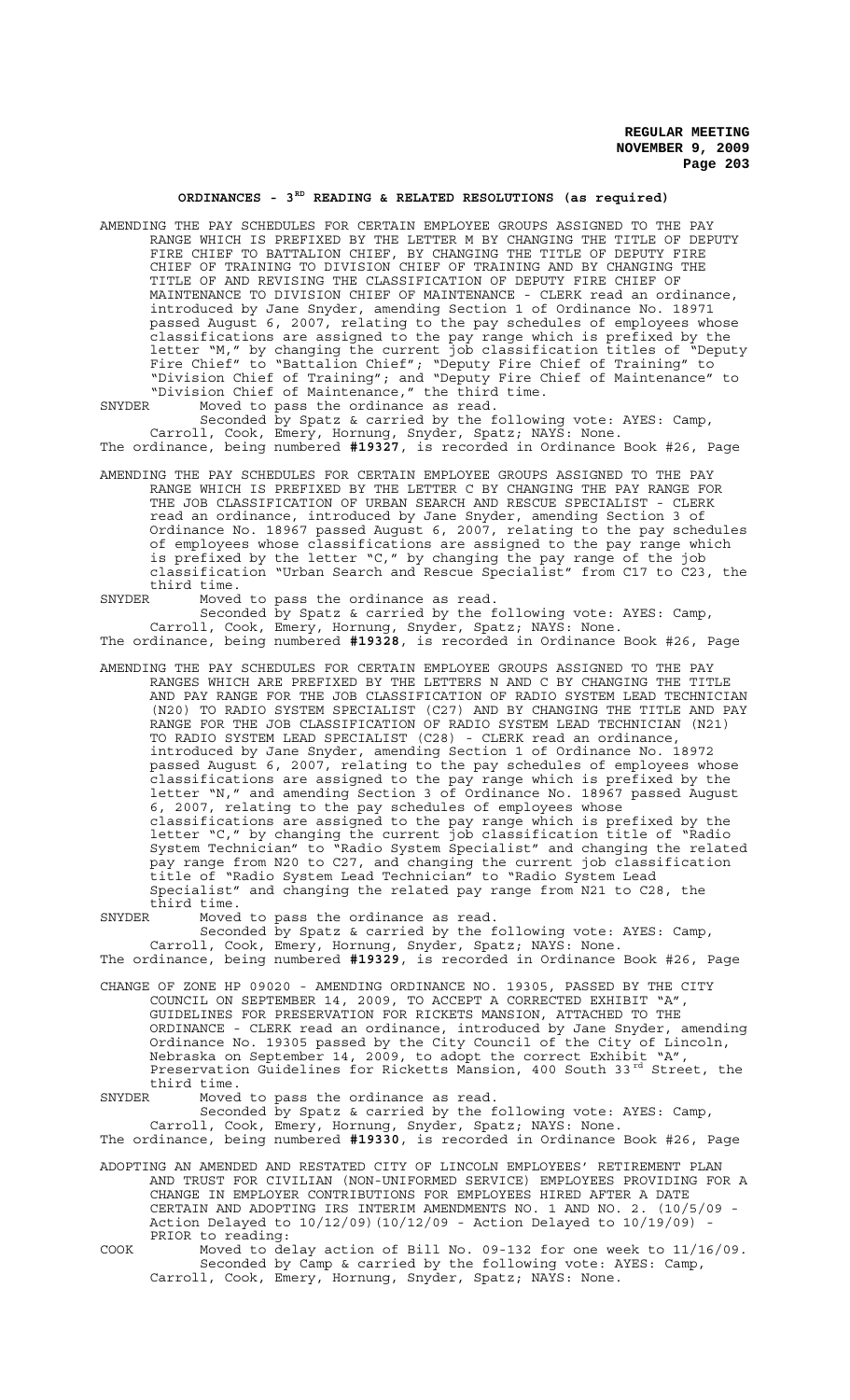## ORDINANCES - 3[RD] READING & RELATED RESOLUTIONS (as required)

AMENDING THE PAY SCHEDULES FOR CERTAIN EMPLOYEE GROUPS ASSIGNED TO THE PAY RANGE WHICH IS PREFIXED BY THE LETTER M BY CHANGING THE TITLE OF DEPUTY FIRE CHIEF TO BATTALION CHIEF, BY CHANGING THE TITLE OF DEPUTY FIRE CHIEF OF TRAINING TO DIVISION CHIEF OF TRAINING AND BY CHANGING THE TITLE OF AND REVISING THE CLASSIFICATION OF DEPUTY FIRE CHIEF OF MAINTENANCE TO DIVISION CHIEF OF MAINTENANCE - CLERK read an ordinance, introduced by Jane Snyder, amending Section 1 of Ordinance No. 18971 passed August 6, 2007, relating to the pay schedules of employees whose classifications are assigned to the pay range which is prefixed by the letter "M," by changing the current job classification titles of "Deputy Fire Chief" to "Battalion Chief"; "Deputy Fire Chief of Training" to "Division Chief of Training"; and "Deputy Fire Chief of Maintenance" to "Division Chief of Maintenance," the third time.

SNYDER Moved to pass the ordinance as read.
Seconded by Spatz & carried by the following vote: AYES: Camp, Carroll, Cook, Emery, Hornung, Snyder, Spatz; NAYS: None.

The ordinance, being numbered **#19327**, is recorded in Ordinance Book #26, Page

AMENDING THE PAY SCHEDULES FOR CERTAIN EMPLOYEE GROUPS ASSIGNED TO THE PAY RANGE WHICH IS PREFIXED BY THE LETTER C BY CHANGING THE PAY RANGE FOR THE JOB CLASSIFICATION OF URBAN SEARCH AND RESCUE SPECIALIST - CLERK read an ordinance, introduced by Jane Snyder, amending Section 3 of Ordinance No. 18967 passed August 6, 2007, relating to the pay schedules of employees whose classifications are assigned to the pay range which is prefixed by the letter "C," by changing the pay range of the job classification "Urban Search and Rescue Specialist" from C17 to C23, the third time.

SNYDER Moved to pass the ordinance as read.
Seconded by Spatz & carried by the following vote: AYES: Camp, Carroll, Cook, Emery, Hornung, Snyder, Spatz; NAYS: None.

The ordinance, being numbered **#19328**, is recorded in Ordinance Book #26, Page

AMENDING THE PAY SCHEDULES FOR CERTAIN EMPLOYEE GROUPS ASSIGNED TO THE PAY RANGES WHICH ARE PREFIXED BY THE LETTERS N AND C BY CHANGING THE TITLE AND PAY RANGE FOR THE JOB CLASSIFICATION OF RADIO SYSTEM LEAD TECHNICIAN (N20) TO RADIO SYSTEM SPECIALIST (C27) AND BY CHANGING THE TITLE AND PAY RANGE FOR THE JOB CLASSIFICATION OF RADIO SYSTEM LEAD TECHNICIAN (N21) TO RADIO SYSTEM LEAD SPECIALIST (C28) - CLERK read an ordinance, introduced by Jane Snyder, amending Section 1 of Ordinance No. 18972 passed August 6, 2007, relating to the pay schedules of employees whose classifications are assigned to the pay range which is prefixed by the letter "N," and amending Section 3 of Ordinance No. 18967 passed August 6, 2007, relating to the pay schedules of employees whose classifications are assigned to the pay range which is prefixed by the letter "C," by changing the current job classification title of "Radio System Technician" to "Radio System Specialist" and changing the related pay range from N20 to C27, and changing the current job classification title of "Radio System Lead Technician" to "Radio System Lead Specialist" and changing the related pay range from N21 to C28, the third time.

SNYDER Moved to pass the ordinance as read.
Seconded by Spatz & carried by the following vote: AYES: Camp, Carroll, Cook, Emery, Hornung, Snyder, Spatz; NAYS: None.

The ordinance, being numbered **#19329**, is recorded in Ordinance Book #26, Page

CHANGE OF ZONE HP 09020 - AMENDING ORDINANCE NO. 19305, PASSED BY THE CITY COUNCIL ON SEPTEMBER 14, 2009, TO ACCEPT A CORRECTED EXHIBIT "A", GUIDELINES FOR PRESERVATION FOR RICKETS MANSION, ATTACHED TO THE ORDINANCE - CLERK read an ordinance, introduced by Jane Snyder, amending Ordinance No. 19305 passed by the City Council of the City of Lincoln, Nebraska on September 14, 2009, to adopt the correct Exhibit "A", Preservation Guidelines for Ricketts Mansion, 400 South 33[rd] Street, the third time.

SNYDER Moved to pass the ordinance as read.
Seconded by Spatz & carried by the following vote: AYES: Camp, Carroll, Cook, Emery, Hornung, Snyder, Spatz; NAYS: None.

The ordinance, being numbered **#19330**, is recorded in Ordinance Book #26, Page

ADOPTING AN AMENDED AND RESTATED CITY OF LINCOLN EMPLOYEES' RETIREMENT PLAN AND TRUST FOR CIVILIAN (NON-UNIFORMED SERVICE) EMPLOYEES PROVIDING FOR A CHANGE IN EMPLOYER CONTRIBUTIONS FOR EMPLOYEES HIRED AFTER A DATE CERTAIN AND ADOPTING IRS INTERIM AMENDMENTS NO. 1 AND NO. 2. (10/5/09 - Action Delayed to 10/12/09)(10/12/09 - Action Delayed to 10/19/09) - PRIOR to reading:

COOK Moved to delay action of Bill No. 09-132 for one week to 11/16/09.
Seconded by Camp & carried by the following vote: AYES: Camp, Carroll, Cook, Emery, Hornung, Snyder, Spatz; NAYS: None.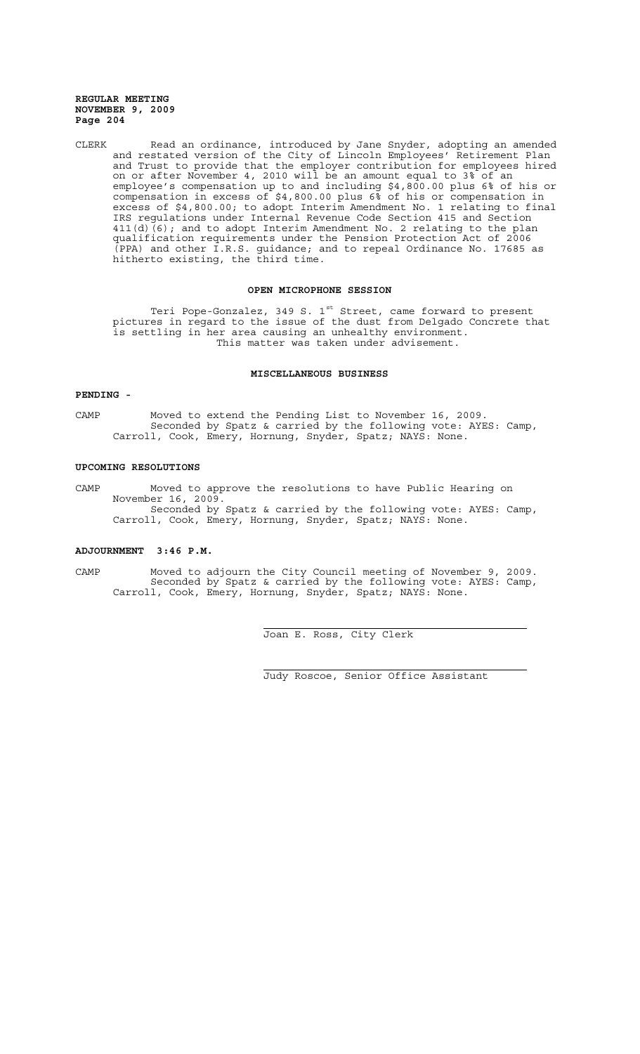CLERK Read an ordinance, introduced by Jane Snyder, adopting an amended and restated version of the City of Lincoln Employees' Retirement Plan and Trust to provide that the employer contribution for employees hired on or after November 4, 2010 will be an amount equal to 3% of an employee's compensation up to and including $4,800.00 plus 6% of his or compensation in excess of $4,800.00 plus 6% of his or compensation in excess of $4,800.00; to adopt Interim Amendment No. 1 relating to final IRS regulations under Internal Revenue Code Section 415 and Section 411(d)(6); and to adopt Interim Amendment No. 2 relating to the plan qualification requirements under the Pension Protection Act of 2006 (PPA) and other I.R.S. guidance; and to repeal Ordinance No. 17685 as hitherto existing, the third time.

## OPEN MICROPHONE SESSION

Teri Pope-Gonzalez, 349 S. 1st Street, came forward to present pictures in regard to the issue of the dust from Delgado Concrete that is settling in her area causing an unhealthy environment.
This matter was taken under advisement.

## MISCELLANEOUS BUSINESS

**PENDING -**

CAMP Moved to extend the Pending List to November 16, 2009.
Seconded by Spatz & carried by the following vote: AYES: Camp, Carroll, Cook, Emery, Hornung, Snyder, Spatz; NAYS: None.

**UPCOMING RESOLUTIONS**

CAMP Moved to approve the resolutions to have Public Hearing on November 16, 2009.
Seconded by Spatz & carried by the following vote: AYES: Camp, Carroll, Cook, Emery, Hornung, Snyder, Spatz; NAYS: None.

**ADJOURNMENT 3:46 P.M.**

CAMP Moved to adjourn the City Council meeting of November 9, 2009.
Seconded by Spatz & carried by the following vote: AYES: Camp, Carroll, Cook, Emery, Hornung, Snyder, Spatz; NAYS: None.

Joan E. Ross, City Clerk

Judy Roscoe, Senior Office Assistant